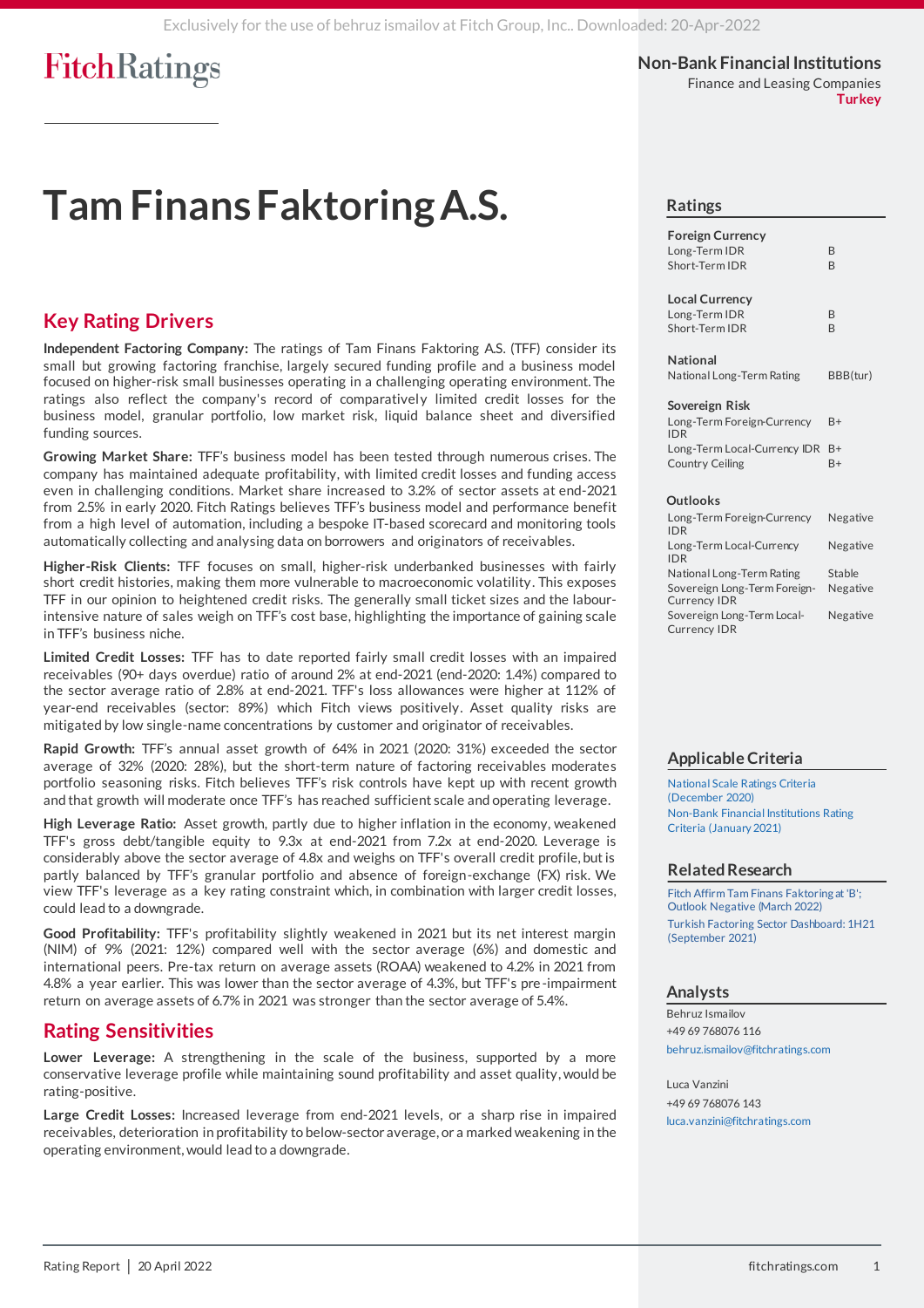# Tam Finans Faktoring A.S.

Non-Bank Financial Institutions
Finance and Leasing Companies
Turkey

## Key Rating Drivers

**Independent Factoring Company:** The ratings of Tam Finans Faktoring A.S. (TFF) consider its small but growing factoring franchise, largely secured funding profile and a business model focused on higher-risk small businesses operating in a challenging operating environment. The ratings also reflect the company's record of comparatively limited credit losses for the business model, granular portfolio, low market risk, liquid balance sheet and diversified funding sources.

**Growing Market Share:** TFF's business model has been tested through numerous crises. The company has maintained adequate profitability, with limited credit losses and funding access even in challenging conditions. Market share increased to 3.2% of sector assets at end-2021 from 2.5% in early 2020. Fitch Ratings believes TFF's business model and performance benefit from a high level of automation, including a bespoke IT-based scorecard and monitoring tools automatically collecting and analysing data on borrowers and originators of receivables.

**Higher-Risk Clients:** TFF focuses on small, higher-risk underbanked businesses with fairly short credit histories, making them more vulnerable to macroeconomic volatility. This exposes TFF in our opinion to heightened credit risks. The generally small ticket sizes and the labour-intensive nature of sales weigh on TFF's cost base, highlighting the importance of gaining scale in TFF's business niche.

**Limited Credit Losses:** TFF has to date reported fairly small credit losses with an impaired receivables (90+ days overdue) ratio of around 2% at end-2021 (end-2020: 1.4%) compared to the sector average ratio of 2.8% at end-2021. TFF's loss allowances were higher at 112% of year-end receivables (sector: 89%) which Fitch views positively. Asset quality risks are mitigated by low single-name concentrations by customer and originator of receivables.

**Rapid Growth:** TFF's annual asset growth of 64% in 2021 (2020: 31%) exceeded the sector average of 32% (2020: 28%), but the short-term nature of factoring receivables moderates portfolio seasoning risks. Fitch believes TFF's risk controls have kept up with recent growth and that growth will moderate once TFF's has reached sufficient scale and operating leverage.

**High Leverage Ratio:** Asset growth, partly due to higher inflation in the economy, weakened TFF's gross debt/tangible equity to 9.3x at end-2021 from 7.2x at end-2020. Leverage is considerably above the sector average of 4.8x and weighs on TFF's overall credit profile, but is partly balanced by TFF's granular portfolio and absence of foreign-exchange (FX) risk. We view TFF's leverage as a key rating constraint which, in combination with larger credit losses, could lead to a downgrade.

**Good Profitability:** TFF's profitability slightly weakened in 2021 but its net interest margin (NIM) of 9% (2021: 12%) compared well with the sector average (6%) and domestic and international peers. Pre-tax return on average assets (ROAA) weakened to 4.2% in 2021 from 4.8% a year earlier. This was lower than the sector average of 4.3%, but TFF's pre-impairment return on average assets of 6.7% in 2021 was stronger than the sector average of 5.4%.

## Rating Sensitivities

**Lower Leverage:** A strengthening in the scale of the business, supported by a more conservative leverage profile while maintaining sound profitability and asset quality, would be rating-positive.

**Large Credit Losses:** Increased leverage from end-2021 levels, or a sharp rise in impaired receivables, deterioration in profitability to below-sector average, or a marked weakening in the operating environment, would lead to a downgrade.

## Ratings

| **Foreign Currency** | |
|---|---|
| Long-Term IDR | B |
| Short-Term IDR | B |
| **Local Currency** | |
| Long-Term IDR | B |
| Short-Term IDR | B |
| **National** | |
| National Long-Term Rating | BBB(tur) |
| **Sovereign Risk** | |
| Long-Term Foreign-Currency IDR | B+ |
| Long-Term Local-Currency IDR | B+ |
| Country Ceiling | B+ |

## Outlooks

| | |
|---|---|
| Long-Term Foreign-Currency IDR | Negative |
| Long-Term Local-Currency IDR | Negative |
| National Long-Term Rating | Stable |
| Sovereign Long-Term Foreign-Currency IDR | Negative |
| Sovereign Long-Term Local-Currency IDR | Negative |

## Applicable Criteria

National Scale Ratings Criteria (December 2020)
Non-Bank Financial Institutions Rating Criteria (January 2021)

## Related Research

Fitch Affirm Tam Finans Faktoring at 'B'; Outlook Negative (March 2022)
Turkish Factoring Sector Dashboard: 1H21 (September 2021)

## Analysts

Behruz Ismailov
+49 69 768076 116
behruz.ismailov@fitchratings.com

Luca Vanzini
+49 69 768076 143
luca.vanzini@fitchratings.com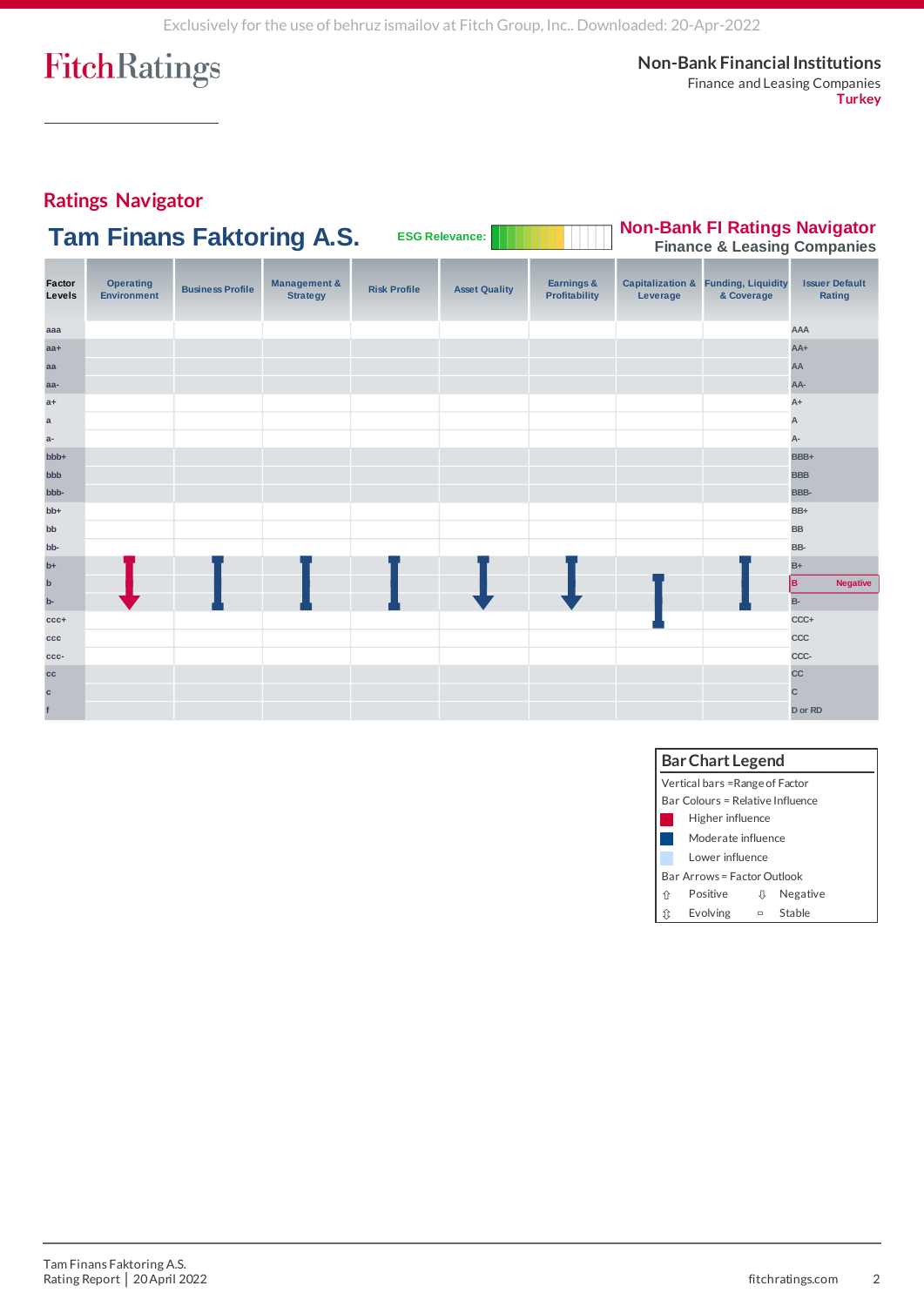## Ratings Navigator

**Tam Finans Faktoring A.S.**

ESG Relevance:

**Non-Bank FI Ratings Navigator**
**Finance & Leasing Companies**

| Factor Levels | Operating Environment | Business Profile | Management & Strategy | Risk Profile | Asset Quality | Earnings & Profitability | Capitalization & Leverage | Funding, Liquidity & Coverage | Issuer Default Rating |
|---|---|---|---|---|---|---|---|---|---|
| aaa | | | | | | | | | AAA |
| aa+ | | | | | | | | | AA+ |
| aa | | | | | | | | | AA |
| aa- | | | | | | | | | AA- |
| a+ | | | | | | | | | A+ |
| a | | | | | | | | | A |
| a- | | | | | | | | | A- |
| bbb+ | | | | | | | | | BBB+ |
| bbb | | | | | | | | | BBB |
| bbb- | | | | | | | | | BBB- |
| bb+ | | | | | | | | | BB+ |
| bb | | | | | | | | | BB |
| bb- | | | | | | | | | BB- |
| b+ | | | | | | | | | B+ |
| b | | | | | | | | | B Negative |
| b- | | | | | | | | | B- |
| ccc+ | | | | | | | | | CCC+ |
| ccc | | | | | | | | | CCC |
| ccc- | | | | | | | | | CCC- |
| cc | | | | | | | | | CC |
| c | | | | | | | | | C |
| f | | | | | | | | | D or RD |

**Bar Chart Legend**

Vertical bars = Range of Factor

Bar Colours = Relative Influence

- Higher influence
- Moderate influence
- Lower influence

Bar Arrows = Factor Outlook

- ⇧ Positive
- ⇩ Negative
- ⇳ Evolving
- ▫ Stable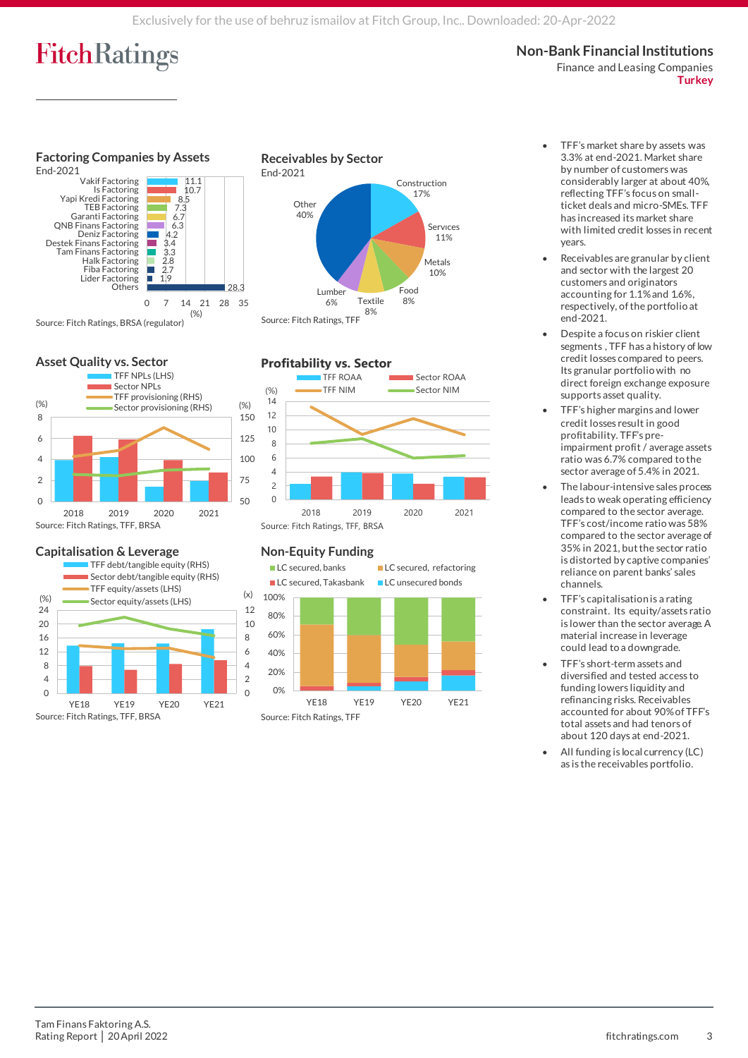## Factoring Companies by Assets

End-2021

| Company | (%) |
|---|---|
| Vakif Factoring | 11.1 |
| Is Factoring | 10.7 |
| Yapi Kredi Factoring | 8.5 |
| TEB Factoring | 7.3 |
| Garanti Factoring | 6.7 |
| QNB Finans Factoring | 6.3 |
| Deniz Factoring | 4.2 |
| Destek Finans Factoring | 3.4 |
| Tam Finans Factoring | 3.3 |
| Halk Factoring | 2.8 |
| Fiba Factoring | 2.7 |
| Lider Factoring | 1.9 |
| Others | 28.3 |

Source: Fitch Ratings, BRSA (regulator)

## Receivables by Sector

End-2021

| Sector | Share |
|---|---|
| Construction | 17% |
| Services | 11% |
| Metals | 10% |
| Food | 8% |
| Textile | 8% |
| Lumber | 6% |
| Other | 40% |

Source: Fitch Ratings, TFF

## Asset Quality vs. Sector

TFF NPLs (LHS); Sector NPLs; TFF provisioning (RHS); Sector provisioning (RHS)

Source: Fitch Ratings, TFF, BRSA

## Profitability vs. Sector

TFF ROAA; Sector ROAA; TFF NIM; Sector NIM

Source: Fitch Ratings, TFF, BRSA

## Capitalisation & Leverage

TFF debt/tangible equity (RHS); Sector debt/tangible equity (RHS); TFF equity/assets (LHS); Sector equity/assets (LHS)

Source: Fitch Ratings, TFF, BRSA

## Non-Equity Funding

LC secured, banks; LC secured, refactoring; LC secured, Takasbank; LC unsecured bonds

Source: Fitch Ratings, TFF

- TFF's market share by assets was 3.3% at end-2021. Market share by number of customers was considerably larger at about 40%, reflecting TFF's focus on small-ticket deals and micro-SMEs. TFF has increased its market share with limited credit losses in recent years.
- Receivables are granular by client and sector with the largest 20 customers and originators accounting for 1.1% and 1.6%, respectively, of the portfolio at end-2021.
- Despite a focus on riskier client segments, TFF has a history of low credit losses compared to peers. Its granular portfolio with no direct foreign exchange exposure supports asset quality.
- TFF's higher margins and lower credit losses result in good profitability. TFF's pre-impairment profit / average assets ratio was 6.7% compared to the sector average of 5.4% in 2021.
- The labour-intensive sales process leads to weak operating efficiency compared to the sector average. TFF's cost/income ratio was 58% compared to the sector average of 35% in 2021, but the sector ratio is distorted by captive companies' reliance on parent banks' sales channels.
- TFF's capitalisation is a rating constraint. Its equity/assets ratio is lower than the sector average. A material increase in leverage could lead to a downgrade.
- TFF's short-term assets and diversified and tested access to funding lowers liquidity and refinancing risks. Receivables accounted for about 90% of TFF's total assets and had tenors of about 120 days at end-2021.
- All funding is local currency (LC) as is the receivables portfolio.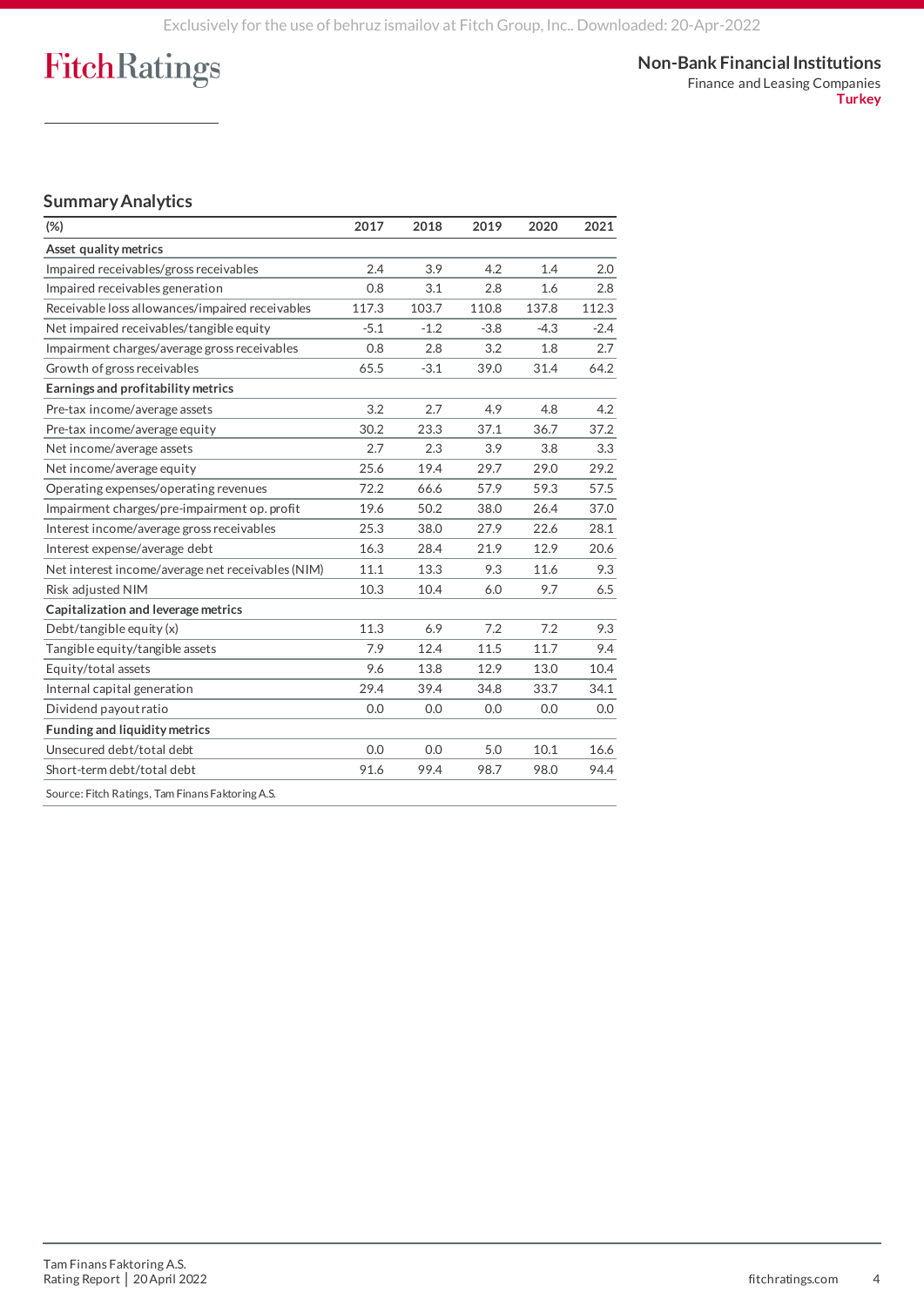## Summary Analytics

| (%) | 2017 | 2018 | 2019 | 2020 | 2021 |
|---|---|---|---|---|---|
| **Asset quality metrics** | | | | | |
| Impaired receivables/gross receivables | 2.4 | 3.9 | 4.2 | 1.4 | 2.0 |
| Impaired receivables generation | 0.8 | 3.1 | 2.8 | 1.6 | 2.8 |
| Receivable loss allowances/impaired receivables | 117.3 | 103.7 | 110.8 | 137.8 | 112.3 |
| Net impaired receivables/tangible equity | -5.1 | -1.2 | -3.8 | -4.3 | -2.4 |
| Impairment charges/average gross receivables | 0.8 | 2.8 | 3.2 | 1.8 | 2.7 |
| Growth of gross receivables | 65.5 | -3.1 | 39.0 | 31.4 | 64.2 |
| **Earnings and profitability metrics** | | | | | |
| Pre-tax income/average assets | 3.2 | 2.7 | 4.9 | 4.8 | 4.2 |
| Pre-tax income/average equity | 30.2 | 23.3 | 37.1 | 36.7 | 37.2 |
| Net income/average assets | 2.7 | 2.3 | 3.9 | 3.8 | 3.3 |
| Net income/average equity | 25.6 | 19.4 | 29.7 | 29.0 | 29.2 |
| Operating expenses/operating revenues | 72.2 | 66.6 | 57.9 | 59.3 | 57.5 |
| Impairment charges/pre-impairment op. profit | 19.6 | 50.2 | 38.0 | 26.4 | 37.0 |
| Interest income/average gross receivables | 25.3 | 38.0 | 27.9 | 22.6 | 28.1 |
| Interest expense/average debt | 16.3 | 28.4 | 21.9 | 12.9 | 20.6 |
| Net interest income/average net receivables (NIM) | 11.1 | 13.3 | 9.3 | 11.6 | 9.3 |
| Risk adjusted NIM | 10.3 | 10.4 | 6.0 | 9.7 | 6.5 |
| **Capitalization and leverage metrics** | | | | | |
| Debt/tangible equity (x) | 11.3 | 6.9 | 7.2 | 7.2 | 9.3 |
| Tangible equity/tangible assets | 7.9 | 12.4 | 11.5 | 11.7 | 9.4 |
| Equity/total assets | 9.6 | 13.8 | 12.9 | 13.0 | 10.4 |
| Internal capital generation | 29.4 | 39.4 | 34.8 | 33.7 | 34.1 |
| Dividend payout ratio | 0.0 | 0.0 | 0.0 | 0.0 | 0.0 |
| **Funding and liquidity metrics** | | | | | |
| Unsecured debt/total debt | 0.0 | 0.0 | 5.0 | 10.1 | 16.6 |
| Short-term debt/total debt | 91.6 | 99.4 | 98.7 | 98.0 | 94.4 |

Source: Fitch Ratings, Tam Finans Faktoring A.S.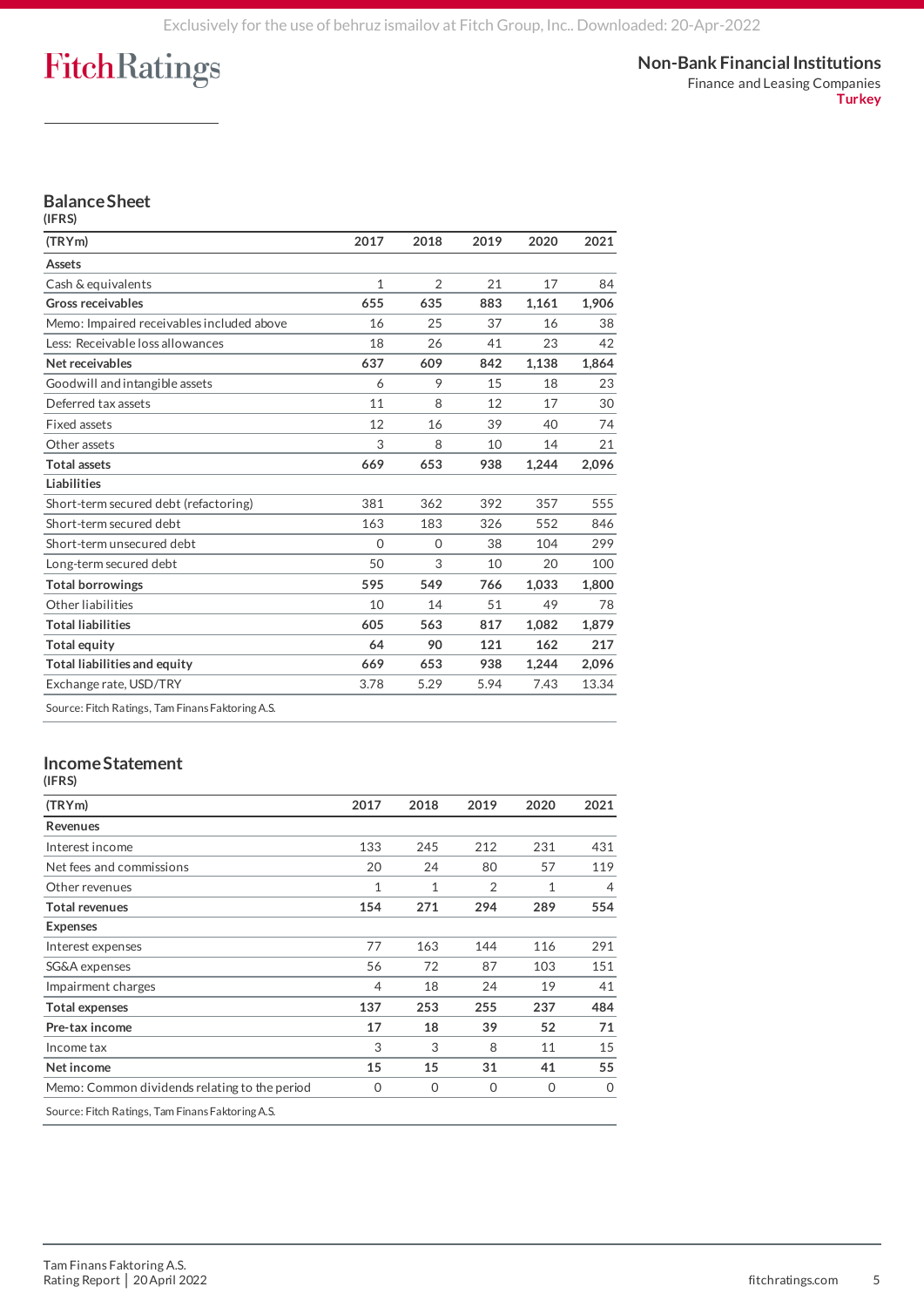# Balance Sheet

(IFRS)

| (TRYm) | 2017 | 2018 | 2019 | 2020 | 2021 |
|---|---|---|---|---|---|
| **Assets** | | | | | |
| Cash & equivalents | 1 | 2 | 21 | 17 | 84 |
| **Gross receivables** | **655** | **635** | **883** | **1,161** | **1,906** |
| Memo: Impaired receivables included above | 16 | 25 | 37 | 16 | 38 |
| Less: Receivable loss allowances | 18 | 26 | 41 | 23 | 42 |
| **Net receivables** | **637** | **609** | **842** | **1,138** | **1,864** |
| Goodwill and intangible assets | 6 | 9 | 15 | 18 | 23 |
| Deferred tax assets | 11 | 8 | 12 | 17 | 30 |
| Fixed assets | 12 | 16 | 39 | 40 | 74 |
| Other assets | 3 | 8 | 10 | 14 | 21 |
| **Total assets** | **669** | **653** | **938** | **1,244** | **2,096** |
| **Liabilities** | | | | | |
| Short-term secured debt (refactoring) | 381 | 362 | 392 | 357 | 555 |
| Short-term secured debt | 163 | 183 | 326 | 552 | 846 |
| Short-term unsecured debt | 0 | 0 | 38 | 104 | 299 |
| Long-term secured debt | 50 | 3 | 10 | 20 | 100 |
| **Total borrowings** | **595** | **549** | **766** | **1,033** | **1,800** |
| Other liabilities | 10 | 14 | 51 | 49 | 78 |
| **Total liabilities** | **605** | **563** | **817** | **1,082** | **1,879** |
| **Total equity** | **64** | **90** | **121** | **162** | **217** |
| **Total liabilities and equity** | **669** | **653** | **938** | **1,244** | **2,096** |
| Exchange rate, USD/TRY | 3.78 | 5.29 | 5.94 | 7.43 | 13.34 |

Source: Fitch Ratings, Tam Finans Faktoring A.S.

# Income Statement

(IFRS)

| (TRYm) | 2017 | 2018 | 2019 | 2020 | 2021 |
|---|---|---|---|---|---|
| **Revenues** | | | | | |
| Interest income | 133 | 245 | 212 | 231 | 431 |
| Net fees and commissions | 20 | 24 | 80 | 57 | 119 |
| Other revenues | 1 | 1 | 2 | 1 | 4 |
| **Total revenues** | **154** | **271** | **294** | **289** | **554** |
| **Expenses** | | | | | |
| Interest expenses | 77 | 163 | 144 | 116 | 291 |
| SG&A expenses | 56 | 72 | 87 | 103 | 151 |
| Impairment charges | 4 | 18 | 24 | 19 | 41 |
| **Total expenses** | **137** | **253** | **255** | **237** | **484** |
| **Pre-tax income** | **17** | **18** | **39** | **52** | **71** |
| Income tax | 3 | 3 | 8 | 11 | 15 |
| **Net income** | **15** | **15** | **31** | **41** | **55** |
| Memo: Common dividends relating to the period | 0 | 0 | 0 | 0 | 0 |

Source: Fitch Ratings, Tam Finans Faktoring A.S.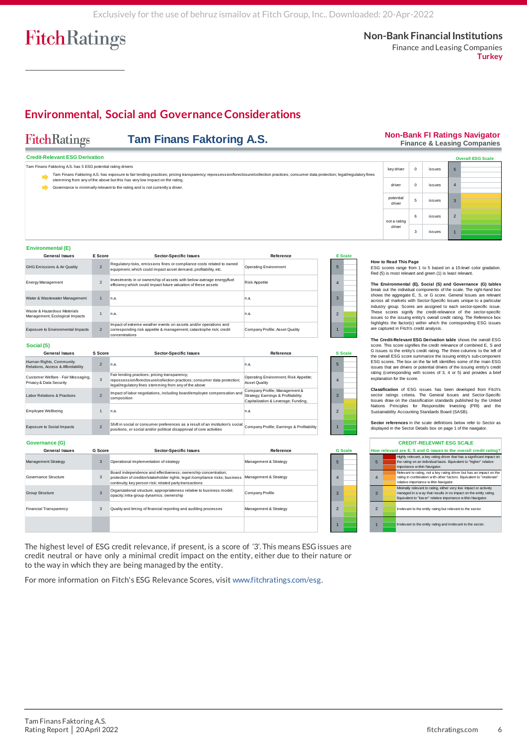## Environmental, Social and Governance Considerations

**Tam Finans Faktoring A.S.**

**Non-Bank FI Ratings Navigator**
Finance & Leasing Companies

### Credit-Relevant ESG Derivation

Tam Finans Faktoring A.S. has 5 ESG potential rating drivers

- Tam Finans Faktoring A.S. has exposure to fair lending practices; pricing transparency; repossession/foreclosure/collection practices; consumer data protection; legal/regulatory fines stemming from any of the above but this has very low impact on the rating.
- Governance is minimally relevant to the rating and is not currently a driver.

| | | | Overall ESG Scale |
|---|---|---|---|
| key driver | 0 | issues | 5 |
| driver | 0 | issues | 4 |
| potential driver | 5 | issues | 3 |
| not a rating driver | 6 | issues | 2 |
| | 3 | issues | 1 |

### Environmental (E)

| General Issues | E Score | Sector-Specific Issues | Reference |
|---|---|---|---|
| GHG Emissions & Air Quality | 2 | Regulatory risks, emissions fines or compliance costs related to owned equipment, which could impact asset demand, profitability, etc. | Operating Environment |
| Energy Management | 2 | Investments in or ownership of assets with below-average energy/fuel efficiency which could impact future valuation of these assets | Risk Appetite |
| Water & Wastewater Management | 1 | n.a. | n.a. |
| Waste & Hazardous Materials Management; Ecological Impacts | 1 | n.a. | n.a. |
| Exposure to Environmental Impacts | 2 | Impact of extreme weather events on assets and/or operations and corresponding risk appetite & management; catastrophe risk; credit concentrations | Company Profile; Asset Quality |

### Social (S)

| General Issues | S Score | Sector-Specific Issues | Reference |
|---|---|---|---|
| Human Rights, Community Relations, Access & Affordability | 2 | n.a. | n.a. |
| Customer Welfare - Fair Messaging, Privacy & Data Security | 3 | Fair lending practices; pricing transparency; repossession/foreclosure/collection practices; consumer data protection; legal/regulatory fines stemming from any of the above | Operating Environment; Risk Appetite; Asset Quality |
| Labor Relations & Practices | 2 | Impact of labor negotiations, including board/employee compensation and composition | Company Profile; Management & Strategy; Earnings & Profitability; Capitalization & Leverage; Funding, |
| Employee Wellbeing | 1 | n.a. | n.a. |
| Exposure to Social Impacts | 2 | Shift in social or consumer preferences as a result of an institution's social positions, or social and/or political disapproval of core activities | Company Profile; Earnings & Profitability |

### Governance (G)

| General Issues | G Score | Sector-Specific Issues | Reference |
|---|---|---|---|
| Management Strategy | 3 | Operational implementation of strategy | Management & Strategy |
| Governance Structure | 3 | Board independence and effectiveness; ownership concentration; protection of creditor/stakeholder rights; legal /compliance risks; business continuity; key person risk; related party transactions | Management & Strategy |
| Group Structure | 3 | Organizational structure; appropriateness relative to business model; opacity; intra-group dynamics; ownership | Company Profile |
| Financial Transparency | 3 | Quality and timing of financial reporting and auditing processes | Management & Strategy |

**How to Read This Page**
ESG scores range from 1 to 5 based on a 15-level color gradation. Red (5) is most relevant and green (1) is least relevant.

**The Environmental (E), Social (S) and Governance (G) tables** break out the individual components of the scale. The right-hand box shows the aggregate E, S, or G score. General Issues are relevant across all markets with Sector-Specific Issues unique to a particular industry group. Scores are assigned to each sector-specific issue. These scores signify the credit-relevance of the sector-specific issues to the issuing entity's overall credit rating. The Reference box highlights the factor(s) within which the corresponding ESG issues are captured in Fitch's credit analysis.

**The Credit-Relevant ESG Derivation table** shows the overall ESG score. This score signifies the credit relevance of combined E, S and G issues to the entity's credit rating. The three columns to the left of the overall ESG score summarize the issuing entity's sub-component ESG scores. The box on the far left identifies some of the main ESG issues that are drivers or potential drivers of the issuing entity's credit rating (corresponding with scores of 3, 4 or 5) and provides a brief explanation for the score.

**Classification** of ESG issues has been developed from Fitch's sector ratings criteria. The General Issues and Sector-Specific Issues draw on the classification standards published by the United Nations Principles for Responsible Investing (PRI) and the Sustainability Accounting Standards Board (SASB).

**Sector references** in the scale definitions below refer to Sector as displayed in the Sector Details box on page 1 of the navigator.

**CREDIT-RELEVANT ESG SCALE**

| How relevant are E, S and G issues to the overall credit rating? | |
|---|---|
| 5 | Highly relevant, a key rating driver that has a significant impact on the rating on an individual basis. Equivalent to "higher" relative importance within Navigator. |
| 4 | Relevant to rating, not a key rating driver but has an impact on the rating in combination with other factors. Equivalent to "moderate" relative importance within Navigator. |
| 3 | Minimally relevant to rating, either very low impact or actively managed in a way that results in no impact on the entity rating. Equivalent to "lower" relative importance within Navigator. |
| 2 | Irrelevant to the entity rating but relevant to the sector. |
| 1 | Irrelevant to the entity rating and irrelevant to the sector. |

The highest level of ESG credit relevance, if present, is a score of '3'. This means ESG issues are credit neutral or have only a minimal credit impact on the entity, either due to their nature or to the way in which they are being managed by the entity.

For more information on Fitch's ESG Relevance Scores, visit www.fitchratings.com/esg.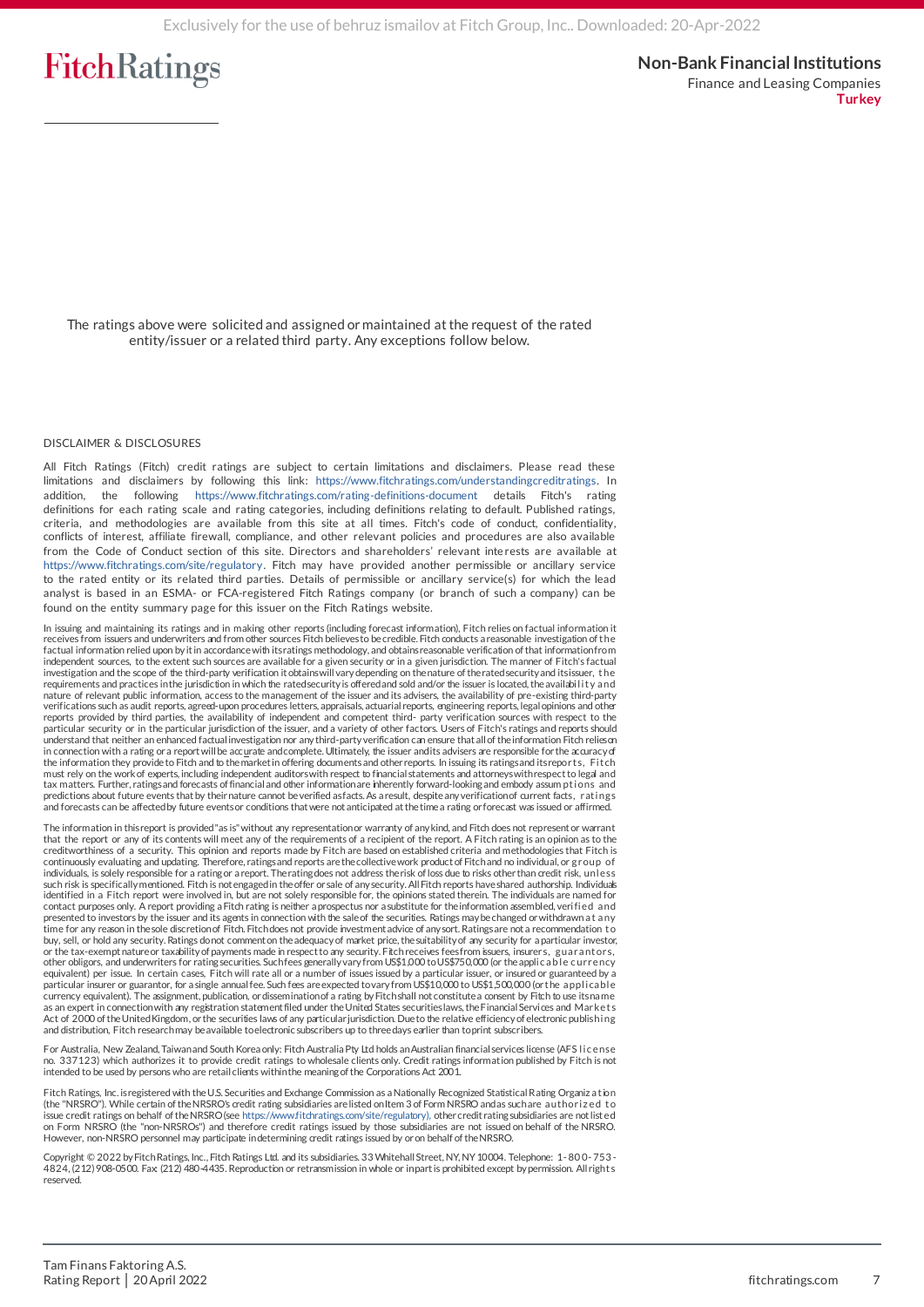The ratings above were solicited and assigned or maintained at the request of the rated entity/issuer or a related third party. Any exceptions follow below.

DISCLAIMER & DISCLOSURES

All Fitch Ratings (Fitch) credit ratings are subject to certain limitations and disclaimers. Please read these limitations and disclaimers by following this link: https://www.fitchratings.com/understandingcreditratings. In addition, the following https://www.fitchratings.com/rating-definitions-document details Fitch's rating definitions for each rating scale and rating categories, including definitions relating to default. Published ratings, criteria, and methodologies are available from this site at all times. Fitch's code of conduct, confidentiality, conflicts of interest, affiliate firewall, compliance, and other relevant policies and procedures are also available from the Code of Conduct section of this site. Directors and shareholders' relevant interests are available at https://www.fitchratings.com/site/regulatory. Fitch may have provided another permissible or ancillary service to the rated entity or its related third parties. Details of permissible or ancillary service(s) for which the lead analyst is based in an ESMA- or FCA-registered Fitch Ratings company (or branch of such a company) can be found on the entity summary page for this issuer on the Fitch Ratings website.

In issuing and maintaining its ratings and in making other reports (including forecast information), Fitch relies on factual information it receives from issuers and underwriters and from other sources Fitch believes to be credible. Fitch conducts a reasonable investigation of the factual information relied upon by it in accordance with its ratings methodology, and obtains reasonable verification of that information from independent sources, to the extent such sources are available for a given security or in a given jurisdiction. The manner of Fitch's factual investigation and the scope of the third-party verification it obtains will vary depending on the nature of the rated security and its issuer, the requirements and practices in the jurisdiction in which the rated security is offered and sold and/or the issuer is located, the availability and nature of relevant public information, access to the management of the issuer and its advisers, the availability of pre-existing third-party verifications such as audit reports, agreed-upon procedures letters, appraisals, actuarial reports, engineering reports, legal opinions and other reports provided by third parties, the availability of independent and competent third- party verification sources with respect to the particular security or in the particular jurisdiction of the issuer, and a variety of other factors. Users of Fitch's ratings and reports should understand that neither an enhanced factual investigation nor any third-party verification can ensure that all of the information Fitch relies on in connection with a rating or a report will be accurate and complete. Ultimately, the issuer and its advisers are responsible for the accuracy of the information they provide to Fitch and to the market in offering documents and other reports. In issuing its ratings and its reports, Fitch must rely on the work of experts, including independent auditors with respect to financial statements and attorneys with respect to legal and tax matters. Further, ratings and forecasts of financial and other information are inherently forward-looking and embody assumptions and predictions about future events that by their nature cannot be verified as facts. As a result, despite any verification of current facts, ratings and forecasts can be affected by future events or conditions that were not anticipated at the time a rating or forecast was issued or affirmed.

The information in this report is provided "as is" without any representation or warranty of any kind, and Fitch does not represent or warrant that the report or any of its contents will meet any of the requirements of a recipient of the report. A Fitch rating is an opinion as to the creditworthiness of a security. This opinion and reports made by Fitch are based on established criteria and methodologies that Fitch is continuously evaluating and updating. Therefore, ratings and reports are the collective work product of Fitch and no individual, or group of individuals, is solely responsible for a rating or a report. The rating does not address the risk of loss due to risks other than credit risk, unless such risk is specifically mentioned. Fitch is not engaged in the offer or sale of any security. All Fitch reports have shared authorship. Individuals identified in a Fitch report were involved in, but are not solely responsible for, the opinions stated therein. The individuals are named for contact purposes only. A report providing a Fitch rating is neither a prospectus nor a substitute for the information assembled, verified and presented to investors by the issuer and its agents in connection with the sale of the securities. Ratings may be changed or withdrawn at any time for any reason in the sole discretion of Fitch. Fitch does not provide investment advice of any sort. Ratings are not a recommendation to buy, sell, or hold any security. Ratings do not comment on the adequacy of market price, the suitability of any security for a particular investor, or the tax-exempt nature or taxability of payments made in respect to any security. Fitch receives fees from issuers, insurers, guarantors, other obligors, and underwriters for rating securities. Such fees generally vary from US$1,000 to US$750,000 (or the applicable currency equivalent) per issue. In certain cases, Fitch will rate all or a number of issues issued by a particular issuer, or insured or guaranteed by a particular insurer or guarantor, for a single annual fee. Such fees are expected to vary from US$10,000 to US$1,500,000 (or the applicable currency equivalent). The assignment, publication, or dissemination of a rating by Fitch shall not constitute a consent by Fitch to use its name as an expert in connection with any registration statement filed under the United States securities laws, the Financial Services and Markets Act of 2000 of the United Kingdom, or the securities laws of any particular jurisdiction. Due to the relative efficiency of electronic publishing and distribution, Fitch research may be available to electronic subscribers up to three days earlier than to print subscribers.

For Australia, New Zealand, Taiwan and South Korea only: Fitch Australia Pty Ltd holds an Australian financial services license (AFS license no. 337123) which authorizes it to provide credit ratings to wholesale clients only. Credit ratings information published by Fitch is not intended to be used by persons who are retail clients within the meaning of the Corporations Act 2001.

Fitch Ratings, Inc. is registered with the U.S. Securities and Exchange Commission as a Nationally Recognized Statistical Rating Organization (the "NRSRO"). While certain of the NRSRO's credit rating subsidiaries are listed on Item 3 of Form NRSRO and as such are authorized to issue credit ratings on behalf of the NRSRO (see https://www.fitchratings.com/site/regulatory), other credit rating subsidiaries are not listed on Form NRSRO (the "non-NRSROs") and therefore credit ratings issued by those subsidiaries are not issued on behalf of the NRSRO. However, non-NRSRO personnel may participate in determining credit ratings issued by or on behalf of the NRSRO.

Copyright © 2022 by Fitch Ratings, Inc., Fitch Ratings Ltd. and its subsidiaries. 33 Whitehall Street, NY, NY 10004. Telephone: 1-800-753-4824, (212) 908-0500. Fax: (212) 480-4435. Reproduction or retransmission in whole or in part is prohibited except by permission. All rights reserved.